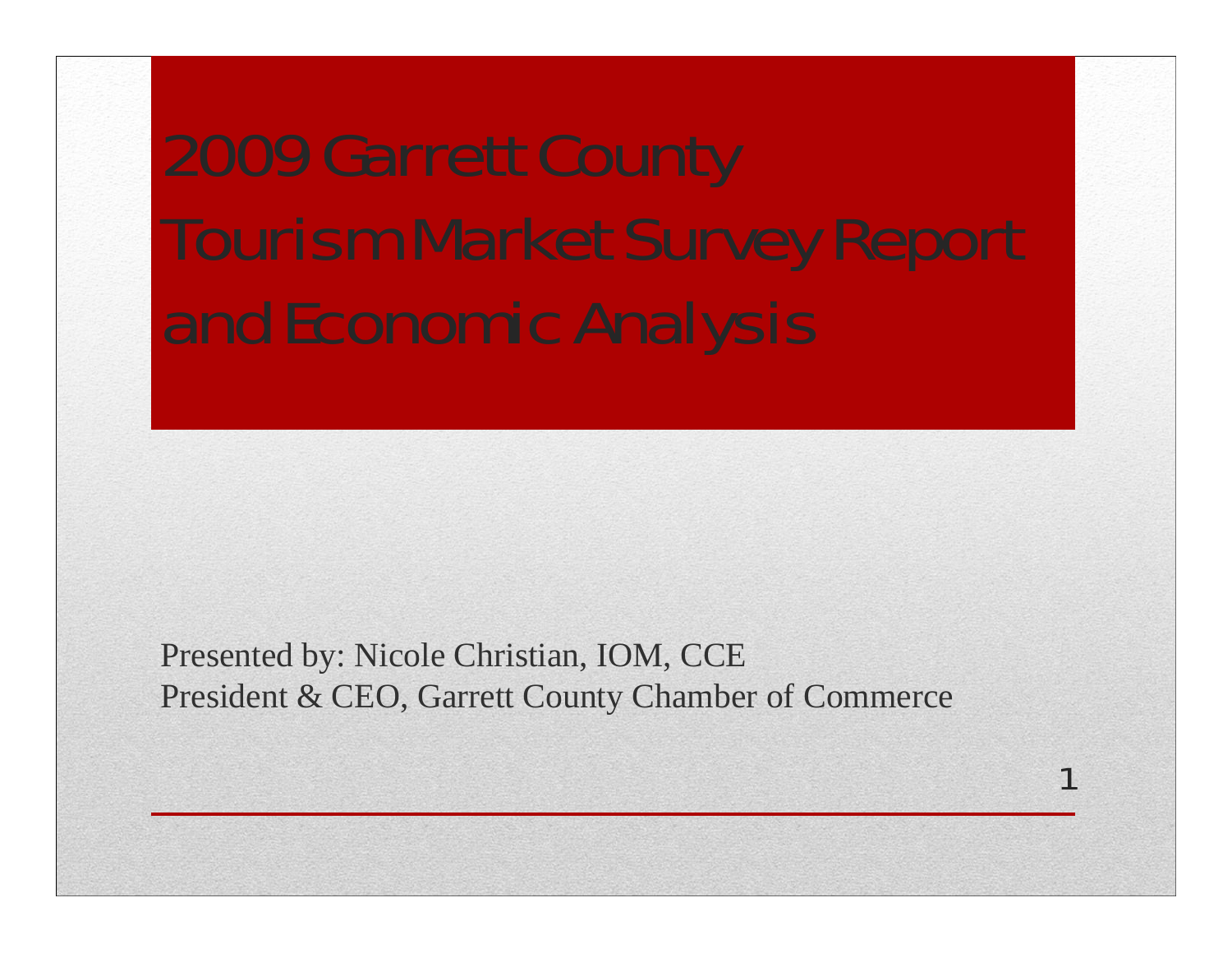# 2009 Garrett County Tourism Market Survey Report and Economic Analysis

Presented by: Nicole Christian, IOM, CCE
President & CEO, Garrett County Chamber of Commerce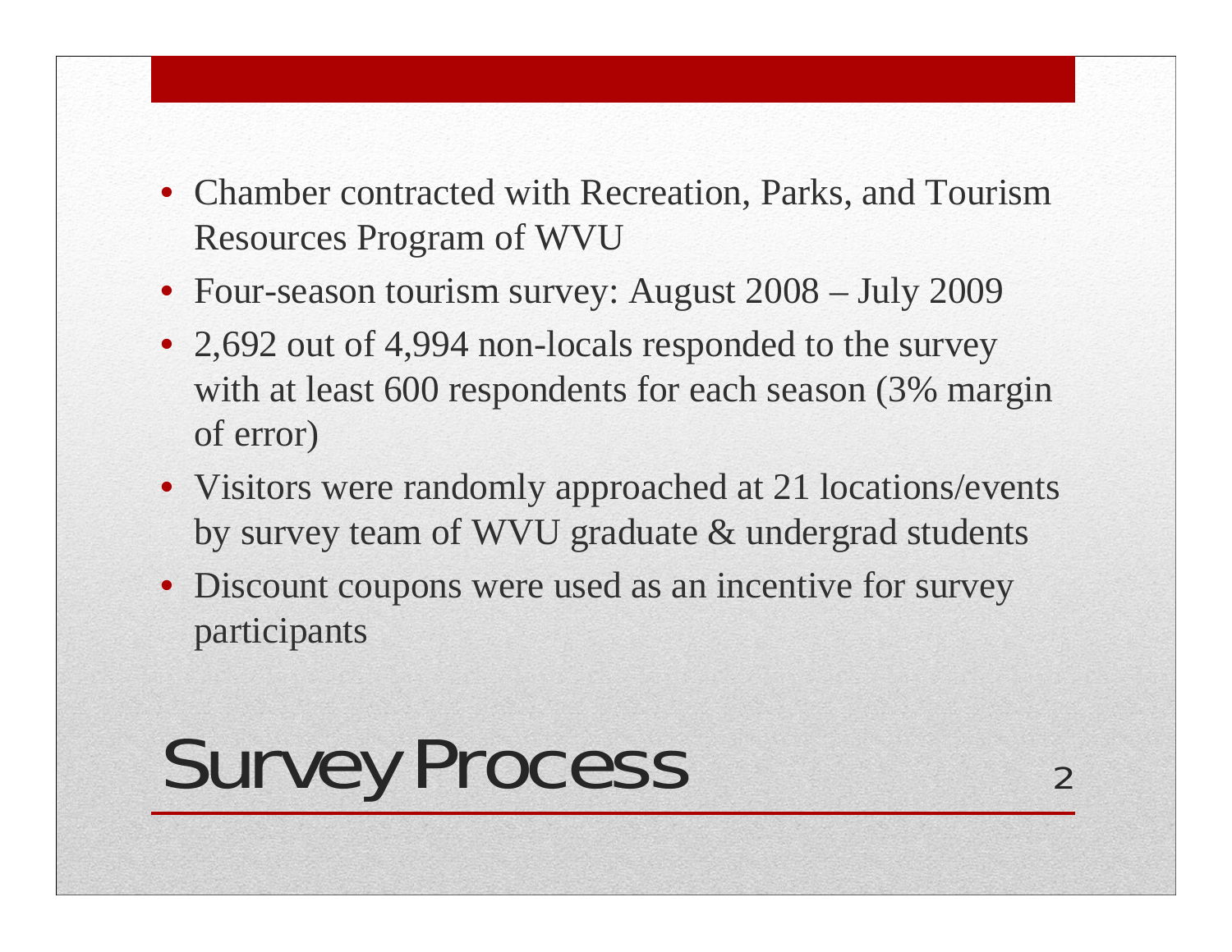# Survey Process

- Chamber contracted with Recreation, Parks, and Tourism Resources Program of WVU
- Four-season tourism survey: August 2008 – July 2009
- 2,692 out of 4,994 non-locals responded to the survey with at least 600 respondents for each season (3% margin of error)
- Visitors were randomly approached at 21 locations/events by survey team of WVU graduate & undergrad students
- Discount coupons were used as an incentive for survey participants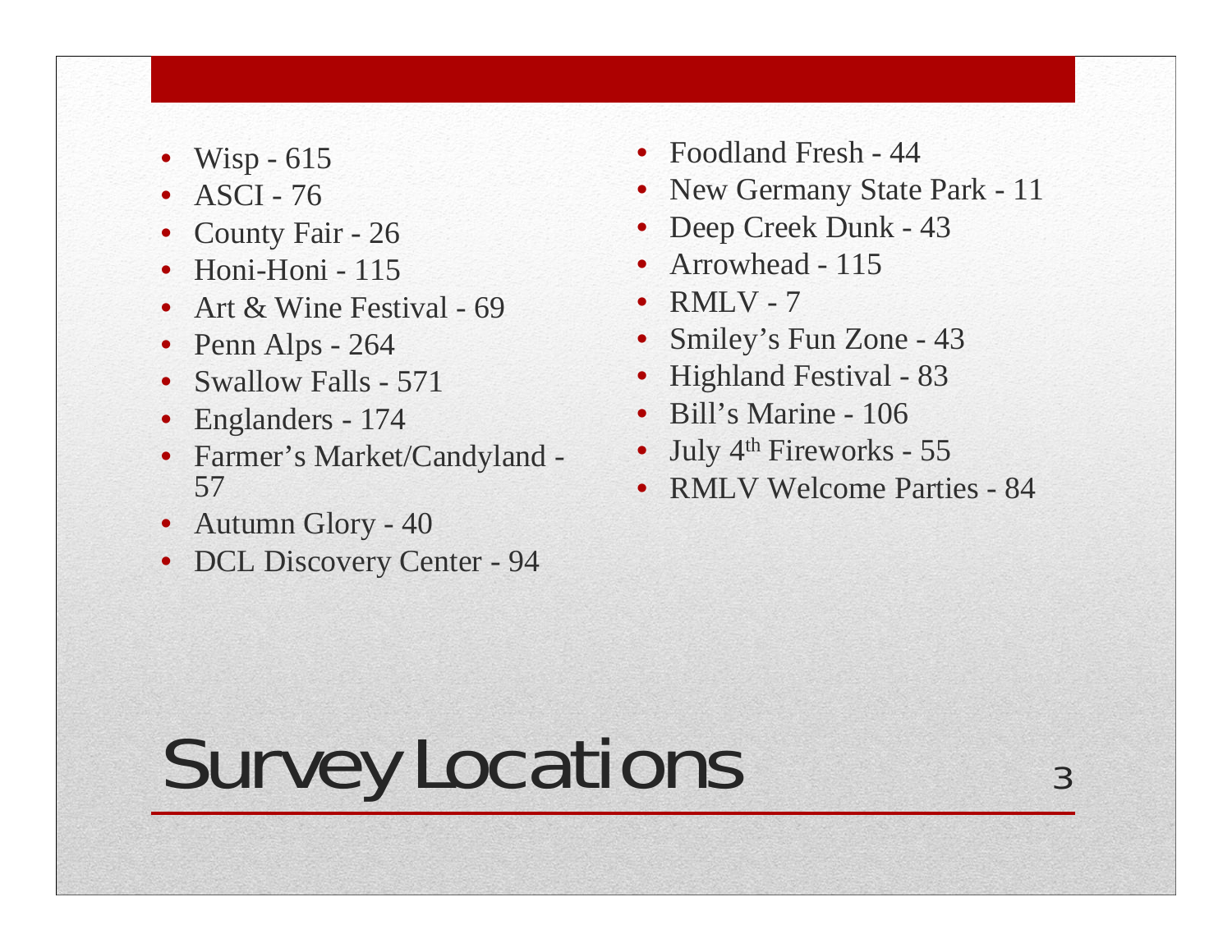# Survey Locations

- Wisp - 615
- ASCI - 76
- County Fair - 26
- Honi-Honi - 115
- Art & Wine Festival - 69
- Penn Alps - 264
- Swallow Falls - 571
- Englanders - 174
- Farmer's Market/Candyland - 57
- Autumn Glory - 40
- DCL Discovery Center - 94
- Foodland Fresh - 44
- New Germany State Park - 11
- Deep Creek Dunk - 43
- Arrowhead - 115
- RMLV - 7
- Smiley's Fun Zone - 43
- Highland Festival - 83
- Bill's Marine - 106
- July 4th Fireworks - 55
- RMLV Welcome Parties - 84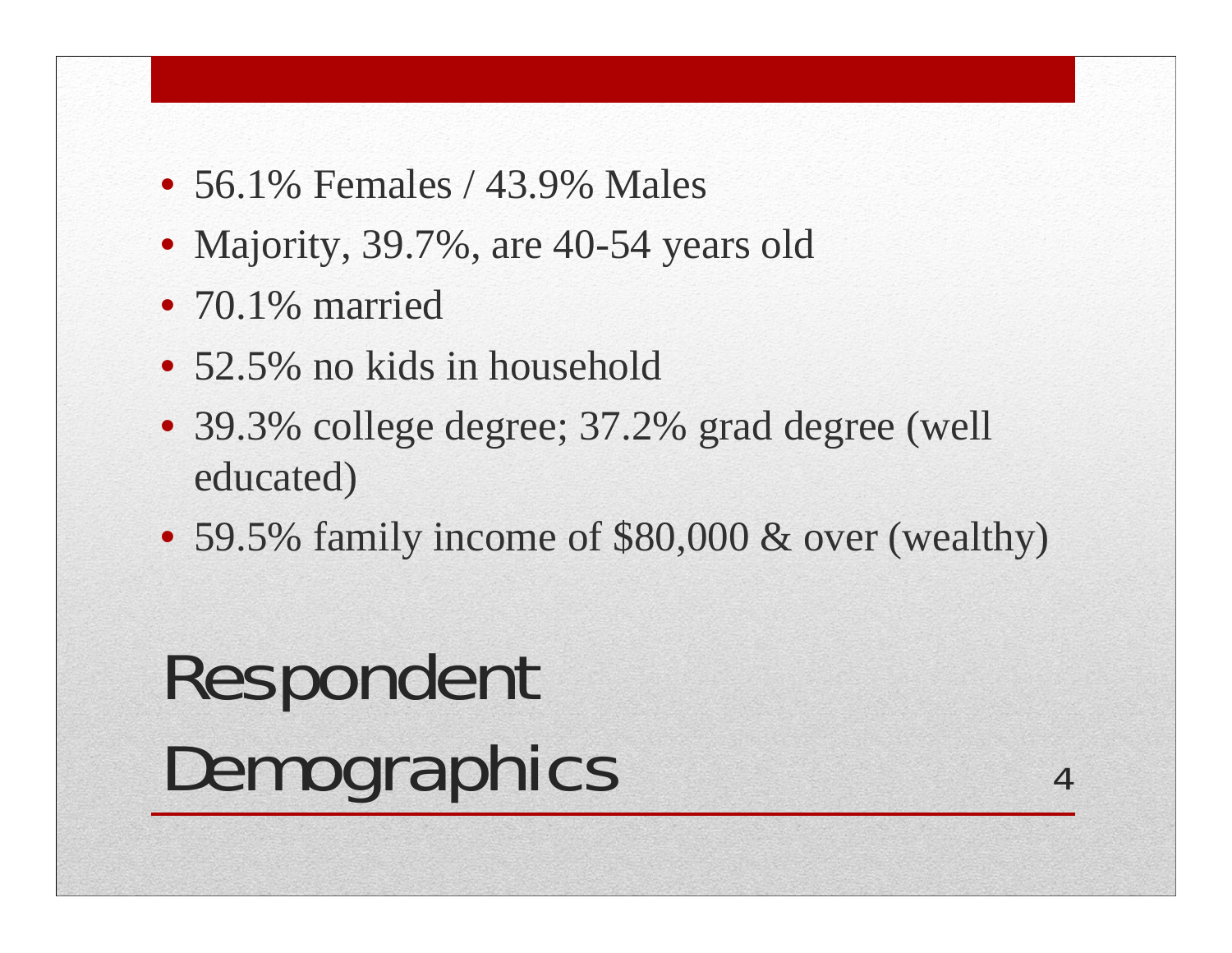# Respondent Demographics

- 56.1% Females / 43.9% Males
- Majority, 39.7%, are 40-54 years old
- 70.1% married
- 52.5% no kids in household
- 39.3% college degree; 37.2% grad degree (well educated)
- 59.5% family income of $80,000 & over (wealthy)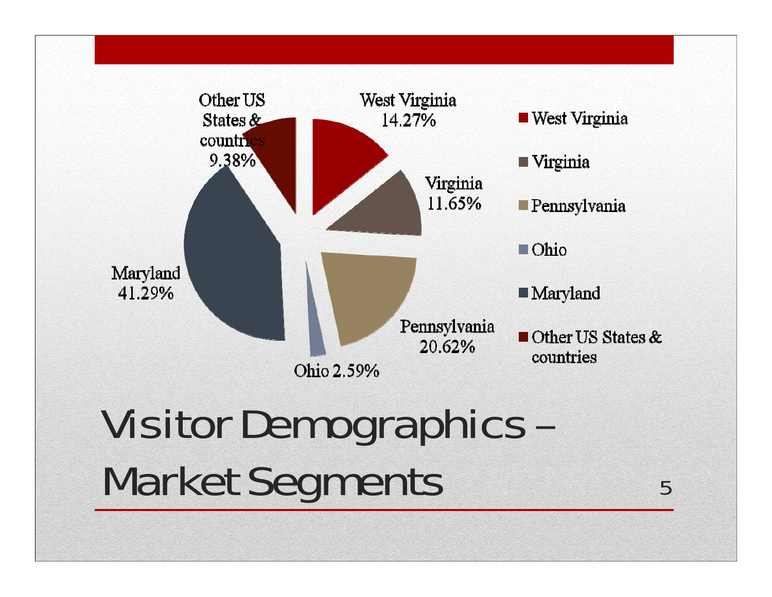# Visitor Demographics – Market Segments

| Segment | Percentage |
| --- | --- |
| West Virginia | 14.27% |
| Virginia | 11.65% |
| Pennsylvania | 20.62% |
| Ohio | 2.59% |
| Maryland | 41.29% |
| Other US States & countries | 9.38% |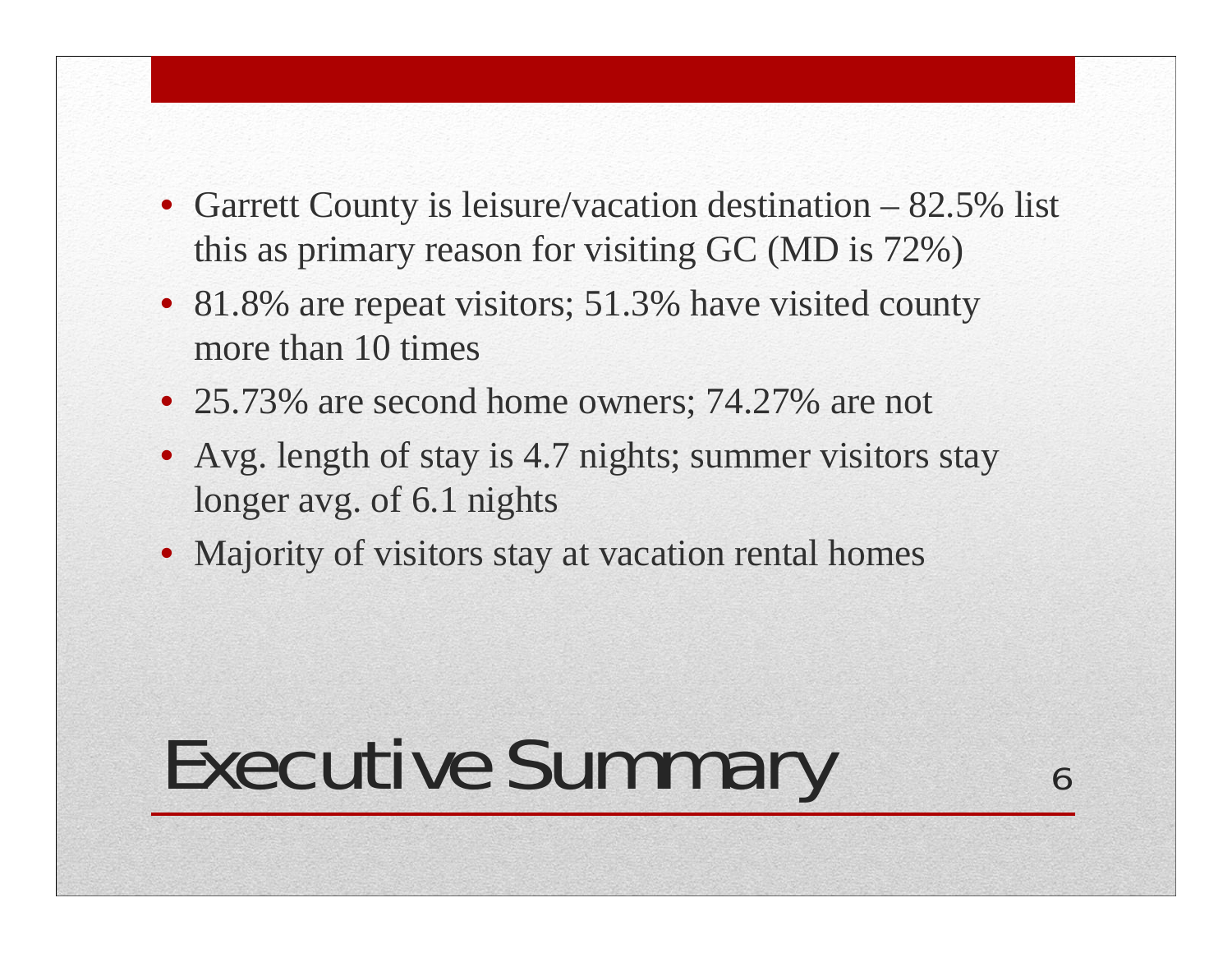# Executive Summary

- Garrett County is leisure/vacation destination – 82.5% list this as primary reason for visiting GC (MD is 72%)
- 81.8% are repeat visitors; 51.3% have visited county more than 10 times
- 25.73% are second home owners; 74.27% are not
- Avg. length of stay is 4.7 nights; summer visitors stay longer avg. of 6.1 nights
- Majority of visitors stay at vacation rental homes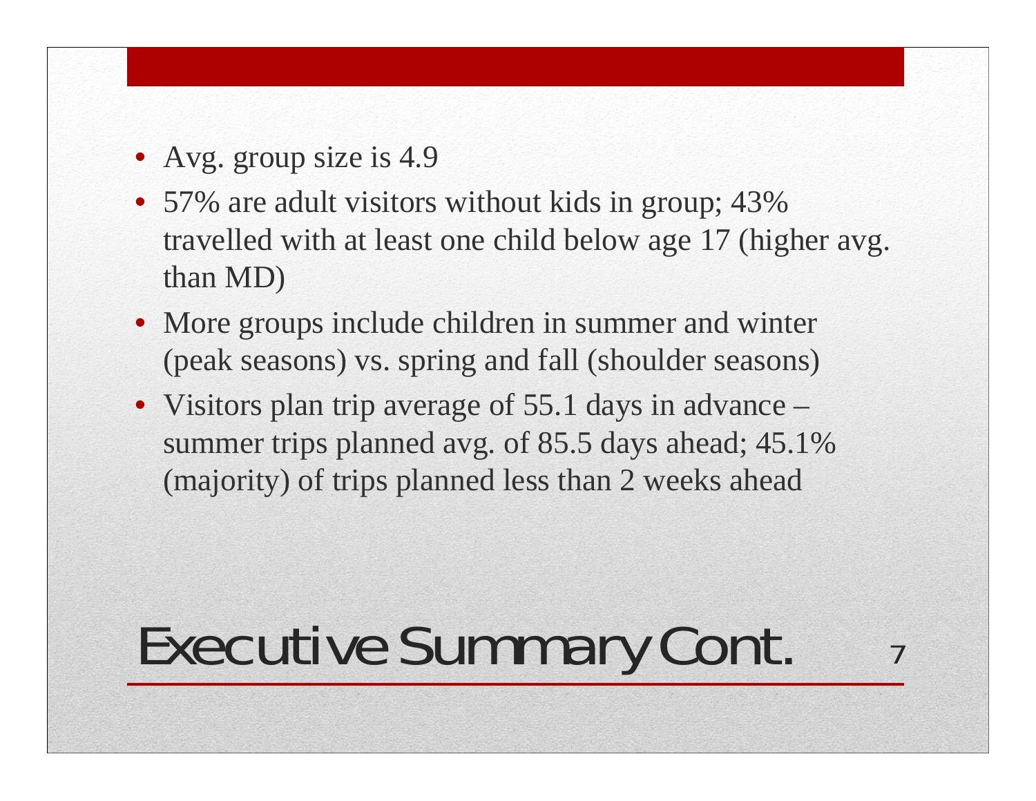# Executive Summary Cont.

- Avg. group size is 4.9
- 57% are adult visitors without kids in group; 43% travelled with at least one child below age 17 (higher avg. than MD)
- More groups include children in summer and winter (peak seasons) vs. spring and fall (shoulder seasons)
- Visitors plan trip average of 55.1 days in advance – summer trips planned avg. of 85.5 days ahead; 45.1% (majority) of trips planned less than 2 weeks ahead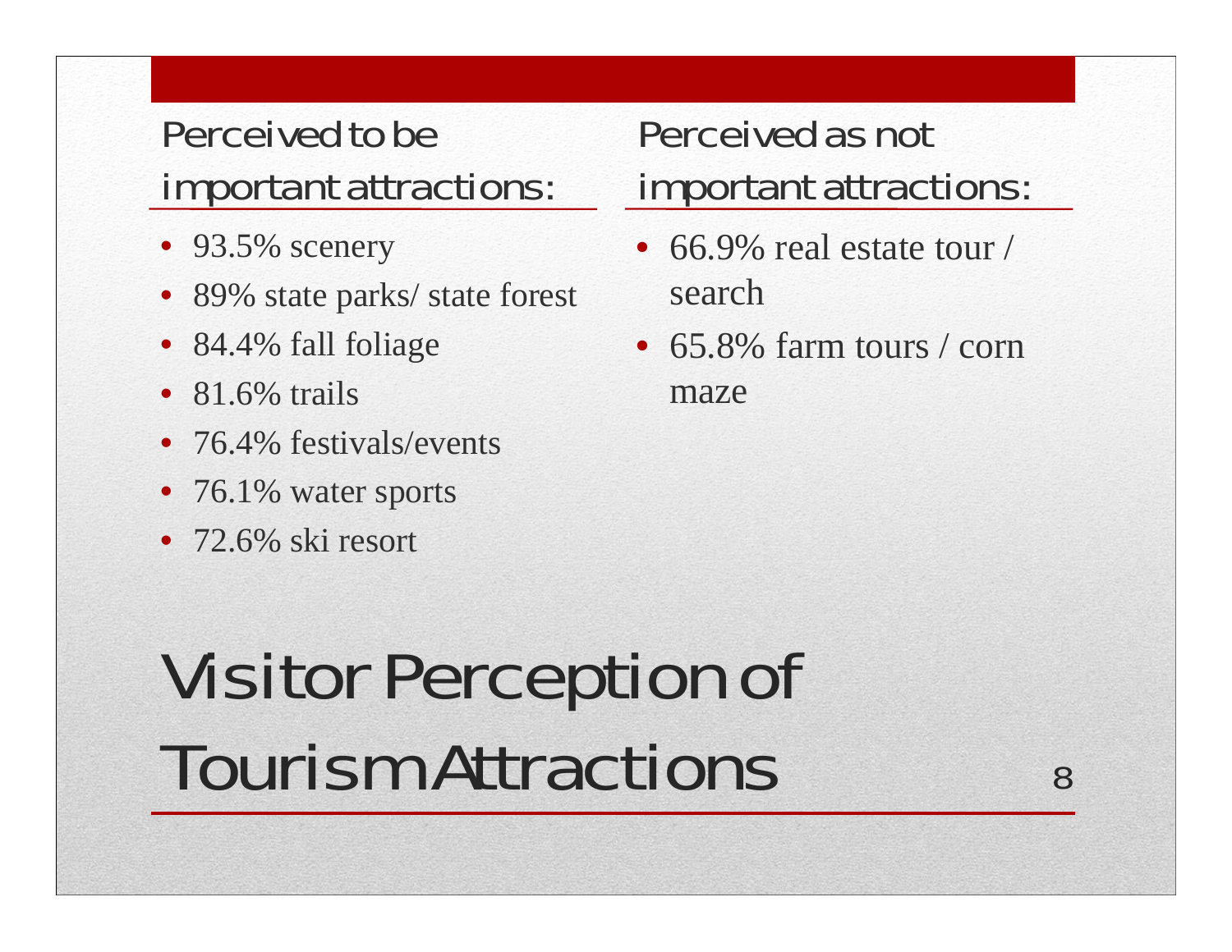# Visitor Perception of Tourism Attractions

## Perceived to be important attractions:

- 93.5% scenery
- 89% state parks/ state forest
- 84.4% fall foliage
- 81.6% trails
- 76.4% festivals/events
- 76.1% water sports
- 72.6% ski resort

## Perceived as not important attractions:

- 66.9% real estate tour / search
- 65.8% farm tours / corn maze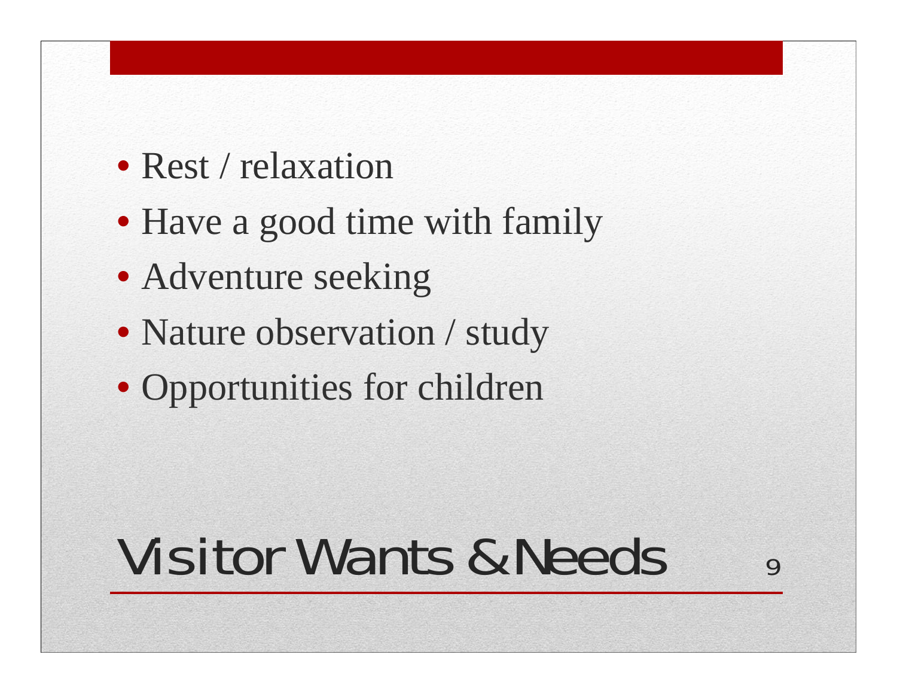# Visitor Wants & Needs

- Rest / relaxation
- Have a good time with family
- Adventure seeking
- Nature observation / study
- Opportunities for children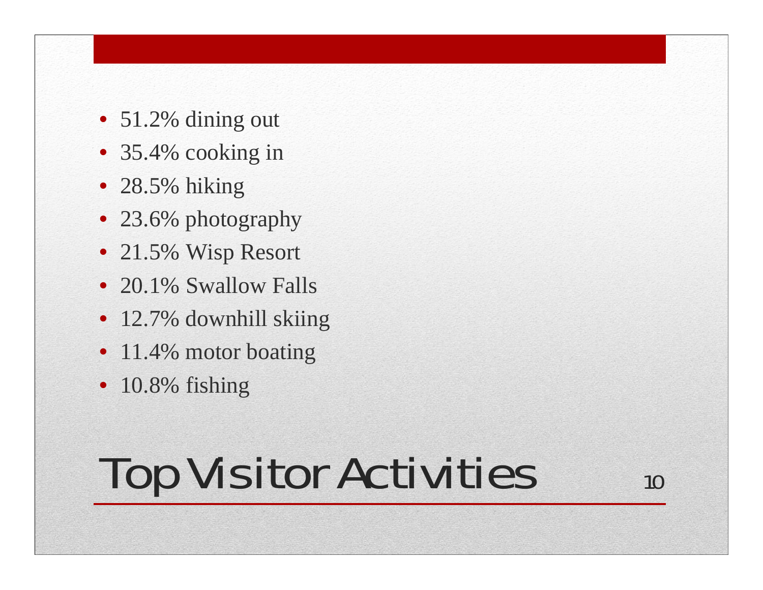# Top Visitor Activities

- 51.2% dining out
- 35.4% cooking in
- 28.5% hiking
- 23.6% photography
- 21.5% Wisp Resort
- 20.1% Swallow Falls
- 12.7% downhill skiing
- 11.4% motor boating
- 10.8% fishing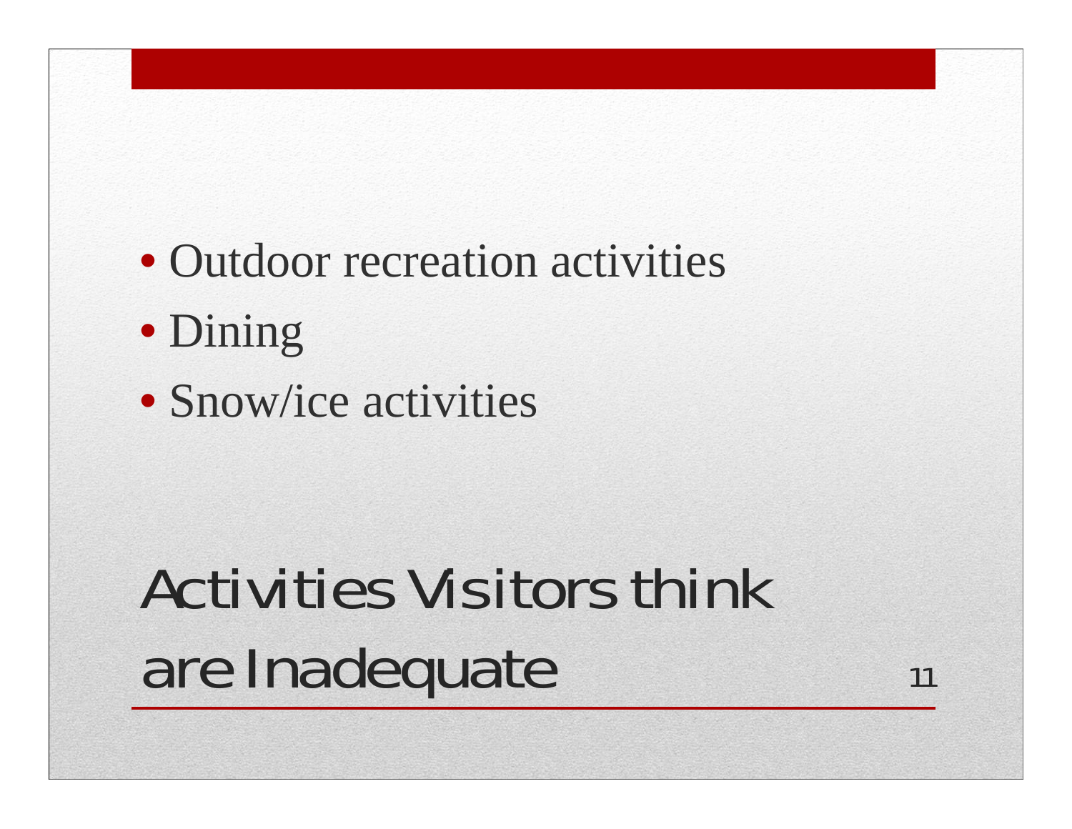## Activities Visitors think are Inadequate

- Outdoor recreation activities
- Dining
- Snow/ice activities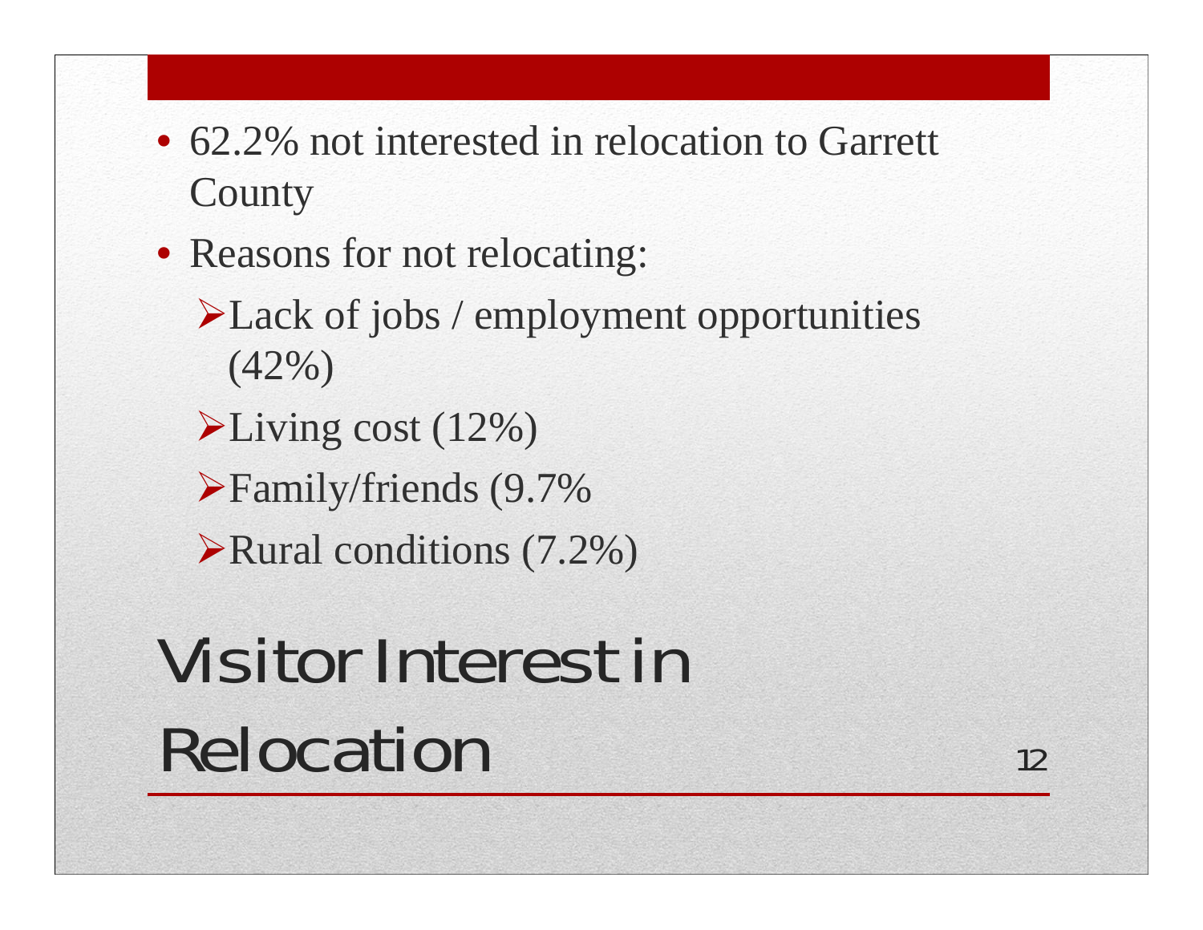# Visitor Interest in Relocation

- 62.2% not interested in relocation to Garrett County
- Reasons for not relocating:
  - Lack of jobs / employment opportunities (42%)
  - Living cost (12%)
  - Family/friends (9.7%
  - Rural conditions (7.2%)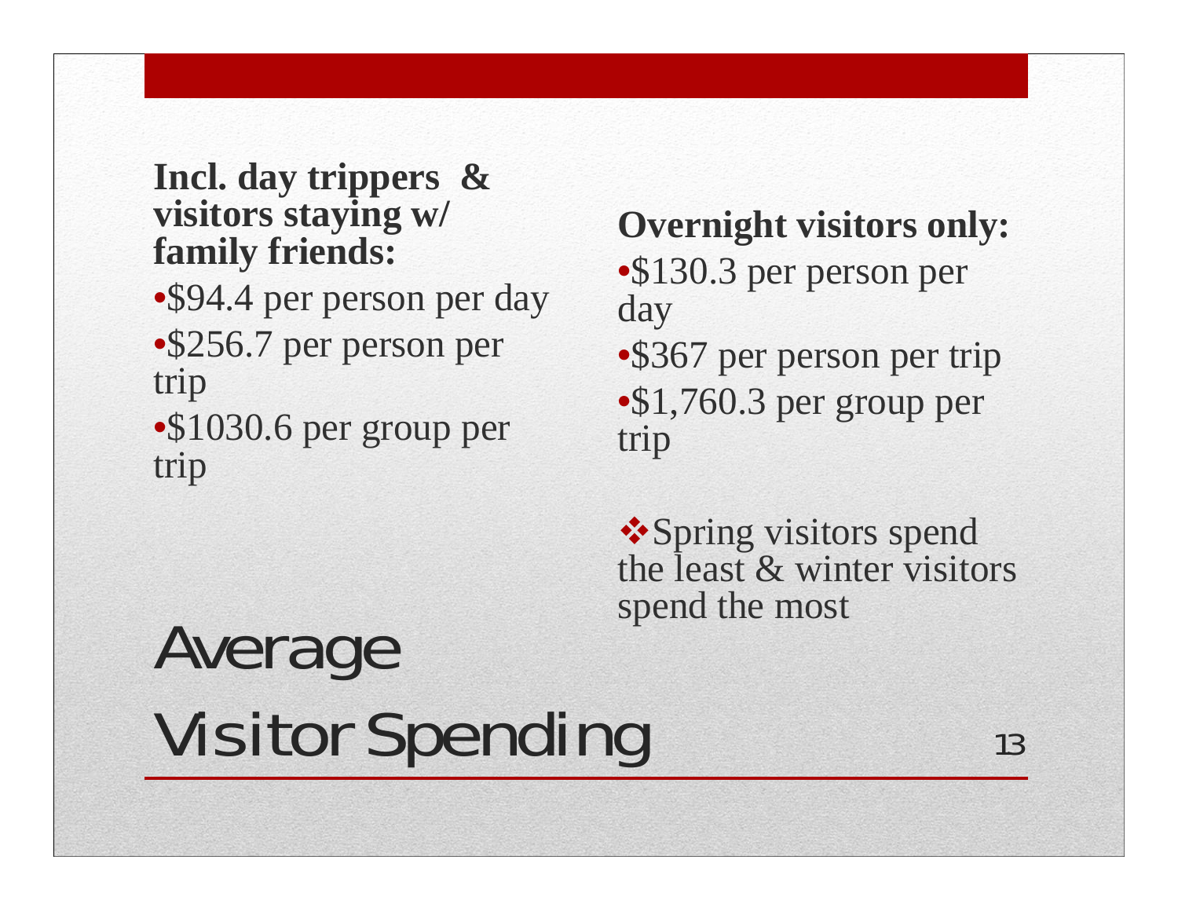# Average Visitor Spending

**Incl. day trippers & visitors staying w/ family friends:**

- $94.4 per person per day
- $256.7 per person per trip
- $1030.6 per group per trip

**Overnight visitors only:**

- $130.3 per person per day
- $367 per person per trip
- $1,760.3 per group per trip

❖ Spring visitors spend the least & winter visitors spend the most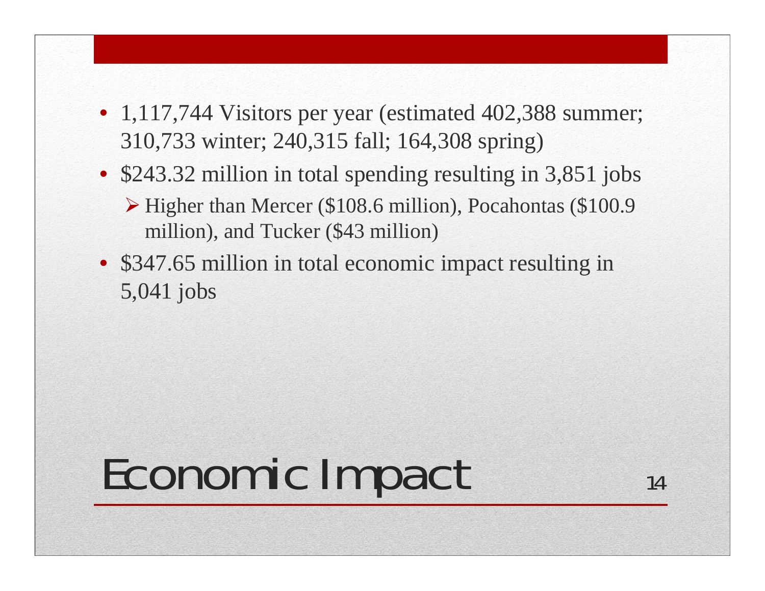# Economic Impact

- 1,117,744 Visitors per year (estimated 402,388 summer; 310,733 winter; 240,315 fall; 164,308 spring)
- $243.32 million in total spending resulting in 3,851 jobs
  - Higher than Mercer ($108.6 million), Pocahontas ($100.9 million), and Tucker ($43 million)
- $347.65 million in total economic impact resulting in 5,041 jobs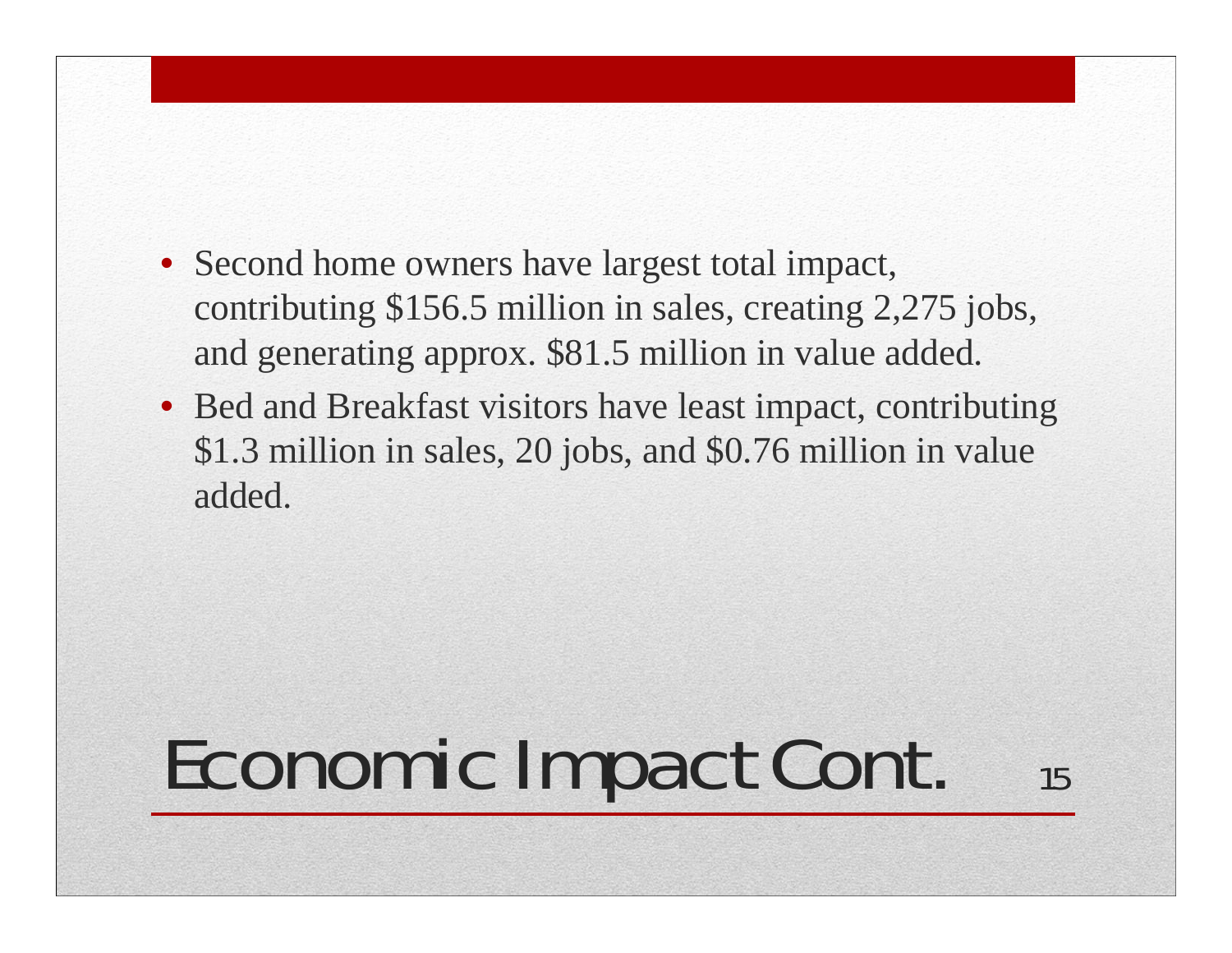# Economic Impact Cont.

- Second home owners have largest total impact, contributing $156.5 million in sales, creating 2,275 jobs, and generating approx. $81.5 million in value added.
- Bed and Breakfast visitors have least impact, contributing $1.3 million in sales, 20 jobs, and $0.76 million in value added.